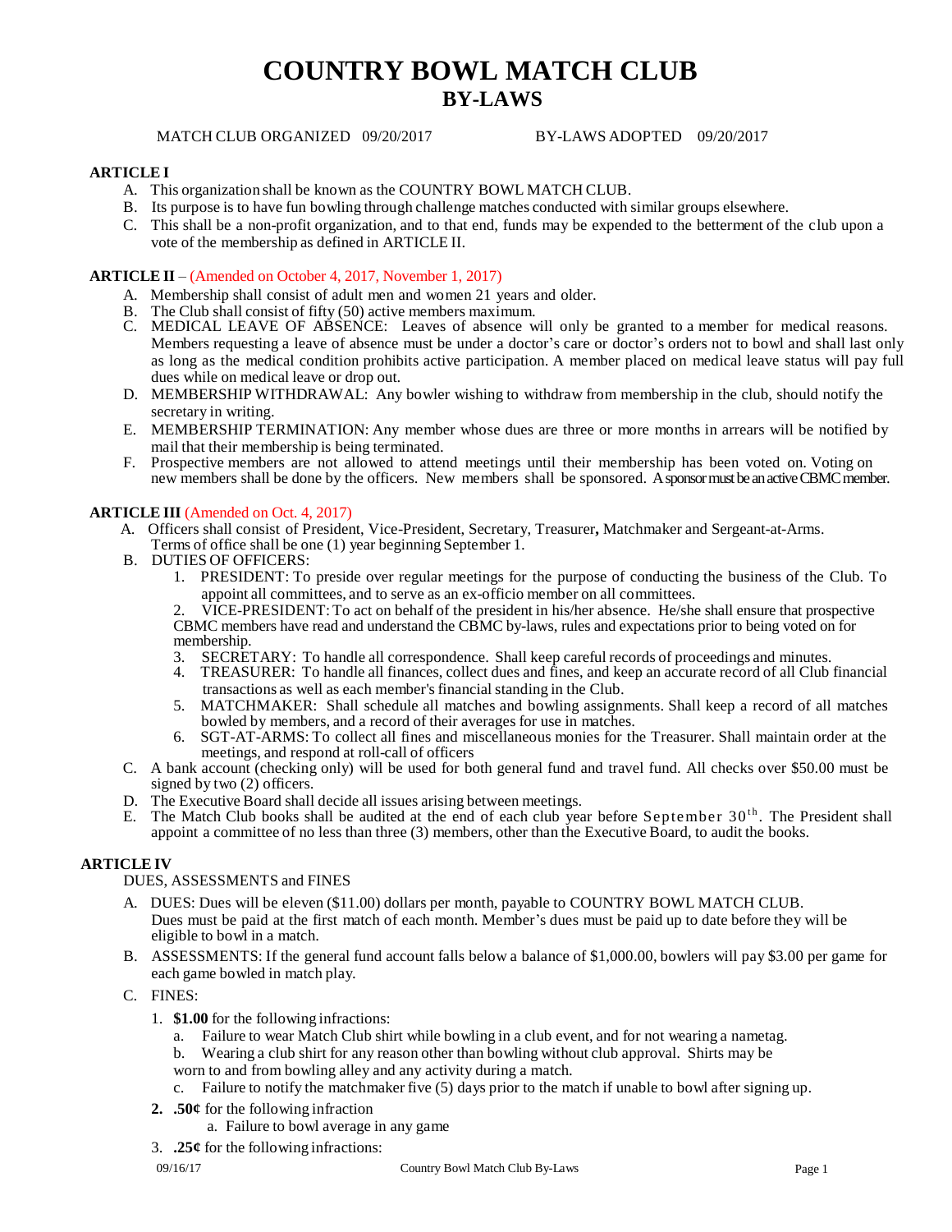# COUNTRY BOWL MATCH CLUB
## BY-LAWS

MATCH CLUB ORGANIZED 09/20/2017 BY-LAWS ADOPTED 09/20/2017

**ARTICLE I**

A. This organization shall be known as the COUNTRY BOWL MATCH CLUB.
B. Its purpose is to have fun bowling through challenge matches conducted with similar groups elsewhere.
C. This shall be a non-profit organization, and to that end, funds may be expended to the betterment of the club upon a vote of the membership as defined in ARTICLE II.

**ARTICLE II** – (Amended on October 4, 2017, November 1, 2017)

A. Membership shall consist of adult men and women 21 years and older.
B. The Club shall consist of fifty (50) active members maximum.
C. MEDICAL LEAVE OF ABSENCE: Leaves of absence will only be granted to a member for medical reasons. Members requesting a leave of absence must be under a doctor's care or doctor's orders not to bowl and shall last only as long as the medical condition prohibits active participation. A member placed on medical leave status will pay full dues while on medical leave or drop out.
D. MEMBERSHIP WITHDRAWAL: Any bowler wishing to withdraw from membership in the club, should notify the secretary in writing.
E. MEMBERSHIP TERMINATION: Any member whose dues are three or more months in arrears will be notified by mail that their membership is being terminated.
F. Prospective members are not allowed to attend meetings until their membership has been voted on. Voting on new members shall be done by the officers. New members shall be sponsored. A sponsor must be an active CBMC member.

**ARTICLE III** (Amended on Oct. 4, 2017)

A. Officers shall consist of President, Vice-President, Secretary, Treasurer**,** Matchmaker and Sergeant-at-Arms. Terms of office shall be one (1) year beginning September 1.
B. DUTIES OF OFFICERS:
   1. PRESIDENT: To preside over regular meetings for the purpose of conducting the business of the Club. To appoint all committees, and to serve as an ex-officio member on all committees.
   2. VICE-PRESIDENT: To act on behalf of the president in his/her absence. He/she shall ensure that prospective CBMC members have read and understand the CBMC by-laws, rules and expectations prior to being voted on for membership.
   3. SECRETARY: To handle all correspondence. Shall keep careful records of proceedings and minutes.
   4. TREASURER: To handle all finances, collect dues and fines, and keep an accurate record of all Club financial transactions as well as each member's financial standing in the Club.
   5. MATCHMAKER: Shall schedule all matches and bowling assignments. Shall keep a record of all matches bowled by members, and a record of their averages for use in matches.
   6. SGT-AT-ARMS: To collect all fines and miscellaneous monies for the Treasurer. Shall maintain order at the meetings, and respond at roll-call of officers
C. A bank account (checking only) will be used for both general fund and travel fund. All checks over $50.00 must be signed by two (2) officers.
D. The Executive Board shall decide all issues arising between meetings.
E. The Match Club books shall be audited at the end of each club year before September 30th. The President shall appoint a committee of no less than three (3) members, other than the Executive Board, to audit the books.

**ARTICLE IV**

DUES, ASSESSMENTS and FINES

A. DUES: Dues will be eleven ($11.00) dollars per month, payable to COUNTRY BOWL MATCH CLUB. Dues must be paid at the first match of each month. Member's dues must be paid up to date before they will be eligible to bowl in a match.
B. ASSESSMENTS: If the general fund account falls below a balance of $1,000.00, bowlers will pay $3.00 per game for each game bowled in match play.
C. FINES:
   1. **$1.00** for the following infractions:
      a. Failure to wear Match Club shirt while bowling in a club event, and for not wearing a nametag.
      b. Wearing a club shirt for any reason other than bowling without club approval. Shirts may be worn to and from bowling alley and any activity during a match.
      c. Failure to notify the matchmaker five (5) days prior to the match if unable to bowl after signing up.
   2. **.50¢** for the following infraction
      a. Failure to bowl average in any game
   3. **.25¢** for the following infractions: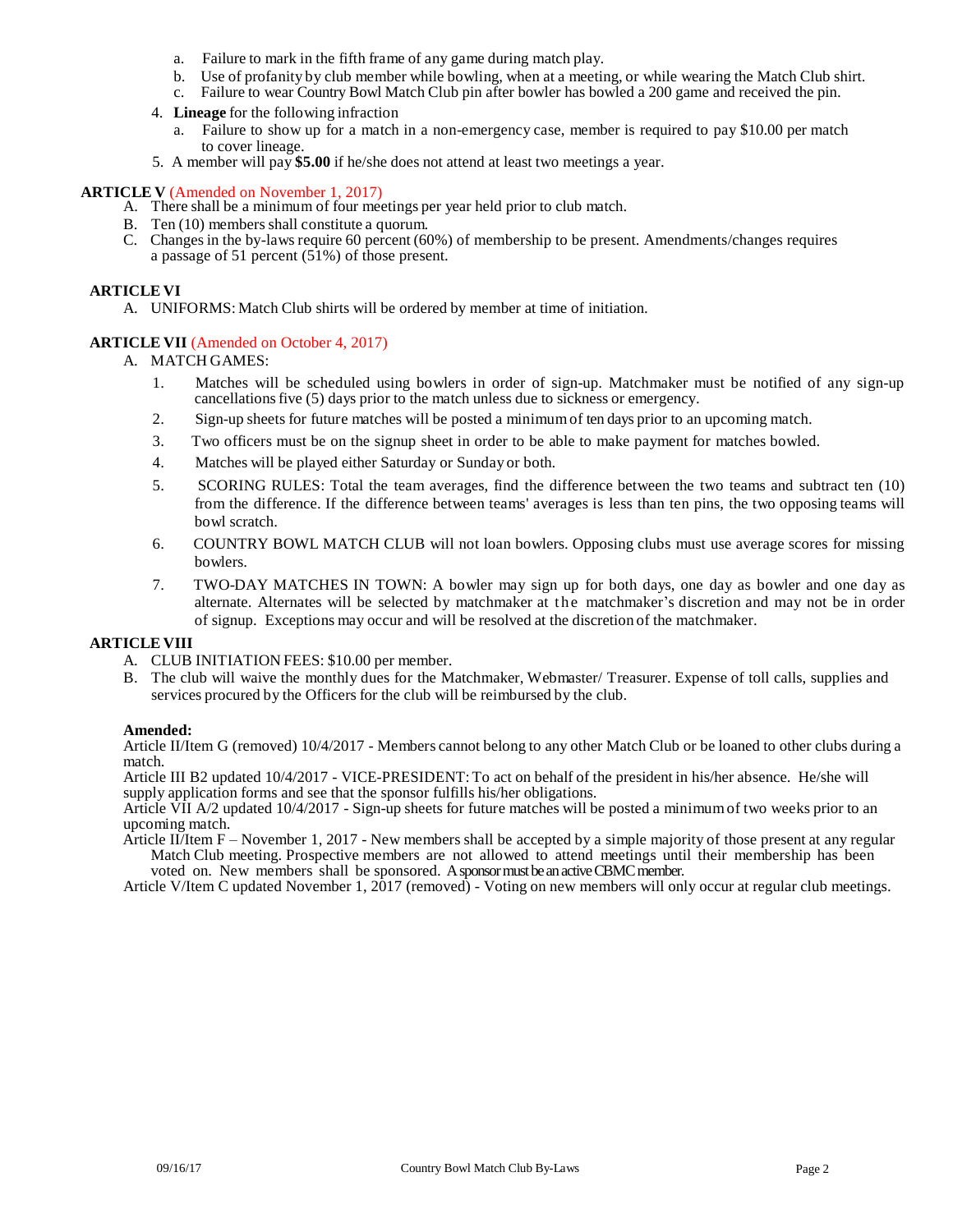a. Failure to mark in the fifth frame of any game during match play.
b. Use of profanity by club member while bowling, when at a meeting, or while wearing the Match Club shirt.
c. Failure to wear Country Bowl Match Club pin after bowler has bowled a 200 game and received the pin.

4. **Lineage** for the following infraction
   a. Failure to show up for a match in a non-emergency case, member is required to pay $10.00 per match to cover lineage.
5. A member will pay **$5.00** if he/she does not attend at least two meetings a year.

**ARTICLE V** (Amended on November 1, 2017)

A. There shall be a minimum of four meetings per year held prior to club match.
B. Ten (10) members shall constitute a quorum.
C. Changes in the by-laws require 60 percent (60%) of membership to be present. Amendments/changes requires a passage of 51 percent (51%) of those present.

**ARTICLE VI**

A. UNIFORMS: Match Club shirts will be ordered by member at time of initiation.

**ARTICLE VII** (Amended on October 4, 2017)

A. MATCH GAMES:

1. Matches will be scheduled using bowlers in order of sign-up. Matchmaker must be notified of any sign-up cancellations five (5) days prior to the match unless due to sickness or emergency.
2. Sign-up sheets for future matches will be posted a minimum of ten days prior to an upcoming match.
3. Two officers must be on the signup sheet in order to be able to make payment for matches bowled.
4. Matches will be played either Saturday or Sunday or both.
5. SCORING RULES: Total the team averages, find the difference between the two teams and subtract ten (10) from the difference. If the difference between teams' averages is less than ten pins, the two opposing teams will bowl scratch.
6. COUNTRY BOWL MATCH CLUB will not loan bowlers. Opposing clubs must use average scores for missing bowlers.
7. TWO-DAY MATCHES IN TOWN: A bowler may sign up for both days, one day as bowler and one day as alternate. Alternates will be selected by matchmaker at the matchmaker's discretion and may not be in order of signup. Exceptions may occur and will be resolved at the discretion of the matchmaker.

**ARTICLE VIII**

A. CLUB INITIATION FEES: $10.00 per member.
B. The club will waive the monthly dues for the Matchmaker, Webmaster/ Treasurer. Expense of toll calls, supplies and services procured by the Officers for the club will be reimbursed by the club.

**Amended:**

Article II/Item G (removed) 10/4/2017 - Members cannot belong to any other Match Club or be loaned to other clubs during a match.

Article III B2 updated 10/4/2017 - VICE-PRESIDENT: To act on behalf of the president in his/her absence. He/she will supply application forms and see that the sponsor fulfills his/her obligations.

Article VII A/2 updated 10/4/2017 - Sign-up sheets for future matches will be posted a minimum of two weeks prior to an upcoming match.

Article II/Item F – November 1, 2017 - New members shall be accepted by a simple majority of those present at any regular Match Club meeting. Prospective members are not allowed to attend meetings until their membership has been voted on. New members shall be sponsored. A sponsor must be an active CBMC member.

Article V/Item C updated November 1, 2017 (removed) - Voting on new members will only occur at regular club meetings.